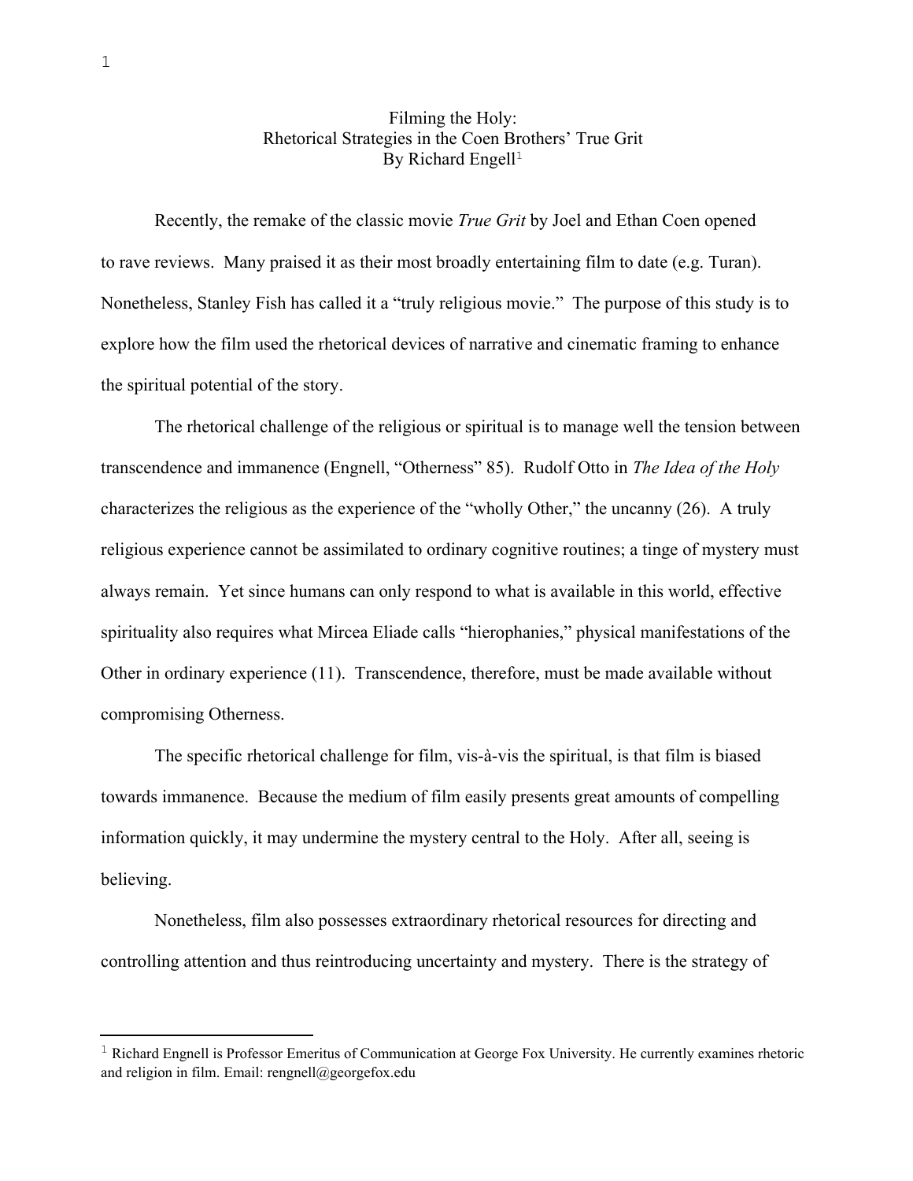# Filming the Holy:
## Rhetorical Strategies in the Coen Brothers' True Grit
### By Richard Engell[1]

Recently, the remake of the classic movie *True Grit* by Joel and Ethan Coen opened to rave reviews. Many praised it as their most broadly entertaining film to date (e.g. Turan). Nonetheless, Stanley Fish has called it a "truly religious movie." The purpose of this study is to explore how the film used the rhetorical devices of narrative and cinematic framing to enhance the spiritual potential of the story.

The rhetorical challenge of the religious or spiritual is to manage well the tension between transcendence and immanence (Engnell, "Otherness" 85). Rudolf Otto in *The Idea of the Holy* characterizes the religious as the experience of the "wholly Other," the uncanny (26). A truly religious experience cannot be assimilated to ordinary cognitive routines; a tinge of mystery must always remain. Yet since humans can only respond to what is available in this world, effective spirituality also requires what Mircea Eliade calls "hierophanies," physical manifestations of the Other in ordinary experience (11). Transcendence, therefore, must be made available without compromising Otherness.

The specific rhetorical challenge for film, vis-à-vis the spiritual, is that film is biased towards immanence. Because the medium of film easily presents great amounts of compelling information quickly, it may undermine the mystery central to the Holy. After all, seeing is believing.

Nonetheless, film also possesses extraordinary rhetorical resources for directing and controlling attention and thus reintroducing uncertainty and mystery. There is the strategy of

---

[1] Richard Engnell is Professor Emeritus of Communication at George Fox University. He currently examines rhetoric and religion in film. Email: rengnell@georgefox.edu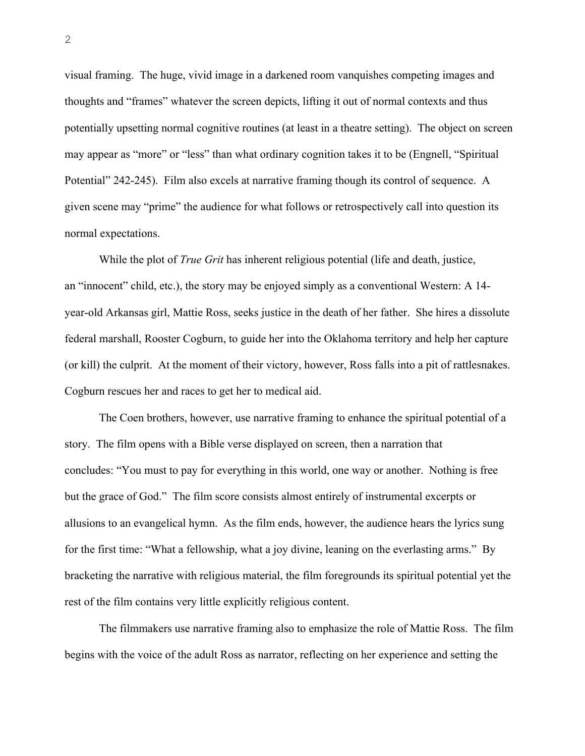visual framing. The huge, vivid image in a darkened room vanquishes competing images and thoughts and "frames" whatever the screen depicts, lifting it out of normal contexts and thus potentially upsetting normal cognitive routines (at least in a theatre setting). The object on screen may appear as "more" or "less" than what ordinary cognition takes it to be (Engnell, "Spiritual Potential" 242-245). Film also excels at narrative framing though its control of sequence. A given scene may "prime" the audience for what follows or retrospectively call into question its normal expectations.

While the plot of *True Grit* has inherent religious potential (life and death, justice, an "innocent" child, etc.), the story may be enjoyed simply as a conventional Western: A 14-year-old Arkansas girl, Mattie Ross, seeks justice in the death of her father. She hires a dissolute federal marshall, Rooster Cogburn, to guide her into the Oklahoma territory and help her capture (or kill) the culprit. At the moment of their victory, however, Ross falls into a pit of rattlesnakes. Cogburn rescues her and races to get her to medical aid.

The Coen brothers, however, use narrative framing to enhance the spiritual potential of a story. The film opens with a Bible verse displayed on screen, then a narration that concludes: "You must to pay for everything in this world, one way or another. Nothing is free but the grace of God." The film score consists almost entirely of instrumental excerpts or allusions to an evangelical hymn. As the film ends, however, the audience hears the lyrics sung for the first time: "What a fellowship, what a joy divine, leaning on the everlasting arms." By bracketing the narrative with religious material, the film foregrounds its spiritual potential yet the rest of the film contains very little explicitly religious content.

The filmmakers use narrative framing also to emphasize the role of Mattie Ross. The film begins with the voice of the adult Ross as narrator, reflecting on her experience and setting the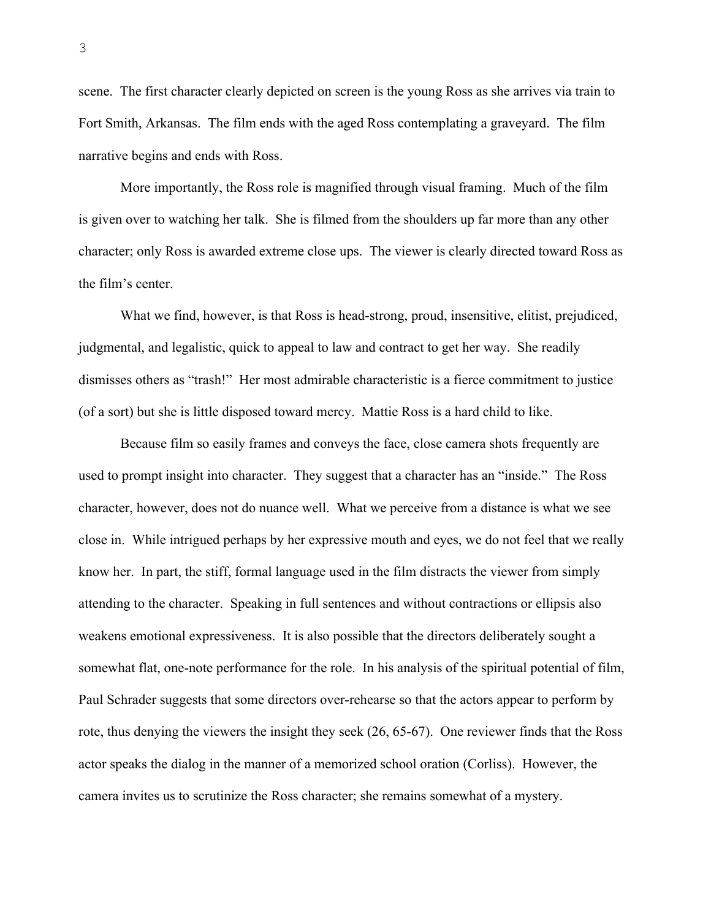scene. The first character clearly depicted on screen is the young Ross as she arrives via train to Fort Smith, Arkansas. The film ends with the aged Ross contemplating a graveyard. The film narrative begins and ends with Ross.

More importantly, the Ross role is magnified through visual framing. Much of the film is given over to watching her talk. She is filmed from the shoulders up far more than any other character; only Ross is awarded extreme close ups. The viewer is clearly directed toward Ross as the film's center.

What we find, however, is that Ross is head-strong, proud, insensitive, elitist, prejudiced, judgmental, and legalistic, quick to appeal to law and contract to get her way. She readily dismisses others as "trash!" Her most admirable characteristic is a fierce commitment to justice (of a sort) but she is little disposed toward mercy. Mattie Ross is a hard child to like.

Because film so easily frames and conveys the face, close camera shots frequently are used to prompt insight into character. They suggest that a character has an "inside." The Ross character, however, does not do nuance well. What we perceive from a distance is what we see close in. While intrigued perhaps by her expressive mouth and eyes, we do not feel that we really know her. In part, the stiff, formal language used in the film distracts the viewer from simply attending to the character. Speaking in full sentences and without contractions or ellipsis also weakens emotional expressiveness. It is also possible that the directors deliberately sought a somewhat flat, one-note performance for the role. In his analysis of the spiritual potential of film, Paul Schrader suggests that some directors over-rehearse so that the actors appear to perform by rote, thus denying the viewers the insight they seek (26, 65-67). One reviewer finds that the Ross actor speaks the dialog in the manner of a memorized school oration (Corliss). However, the camera invites us to scrutinize the Ross character; she remains somewhat of a mystery.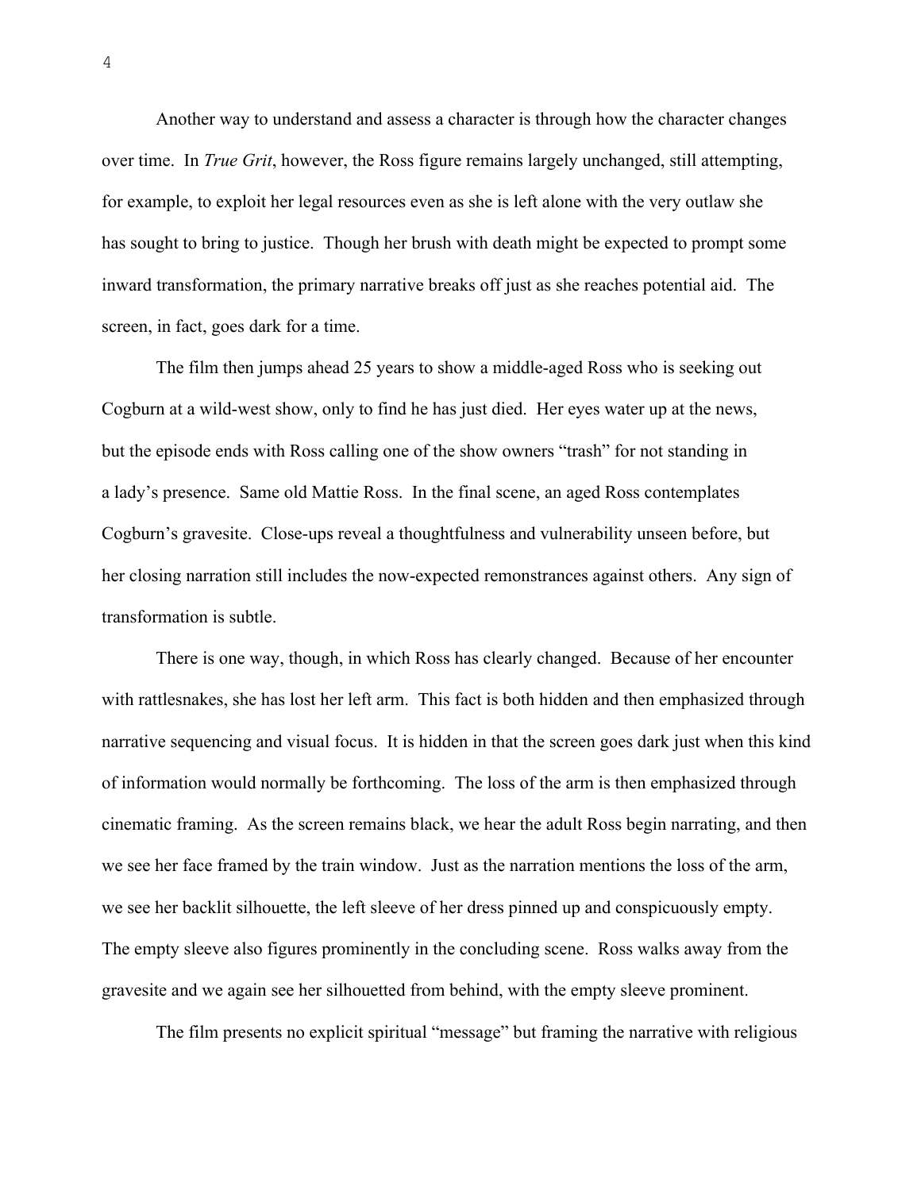Another way to understand and assess a character is through how the character changes over time. In *True Grit*, however, the Ross figure remains largely unchanged, still attempting, for example, to exploit her legal resources even as she is left alone with the very outlaw she has sought to bring to justice. Though her brush with death might be expected to prompt some inward transformation, the primary narrative breaks off just as she reaches potential aid. The screen, in fact, goes dark for a time.

The film then jumps ahead 25 years to show a middle-aged Ross who is seeking out Cogburn at a wild-west show, only to find he has just died. Her eyes water up at the news, but the episode ends with Ross calling one of the show owners "trash" for not standing in a lady's presence. Same old Mattie Ross. In the final scene, an aged Ross contemplates Cogburn's gravesite. Close-ups reveal a thoughtfulness and vulnerability unseen before, but her closing narration still includes the now-expected remonstrances against others. Any sign of transformation is subtle.

There is one way, though, in which Ross has clearly changed. Because of her encounter with rattlesnakes, she has lost her left arm. This fact is both hidden and then emphasized through narrative sequencing and visual focus. It is hidden in that the screen goes dark just when this kind of information would normally be forthcoming. The loss of the arm is then emphasized through cinematic framing. As the screen remains black, we hear the adult Ross begin narrating, and then we see her face framed by the train window. Just as the narration mentions the loss of the arm, we see her backlit silhouette, the left sleeve of her dress pinned up and conspicuously empty. The empty sleeve also figures prominently in the concluding scene. Ross walks away from the gravesite and we again see her silhouetted from behind, with the empty sleeve prominent.

The film presents no explicit spiritual "message" but framing the narrative with religious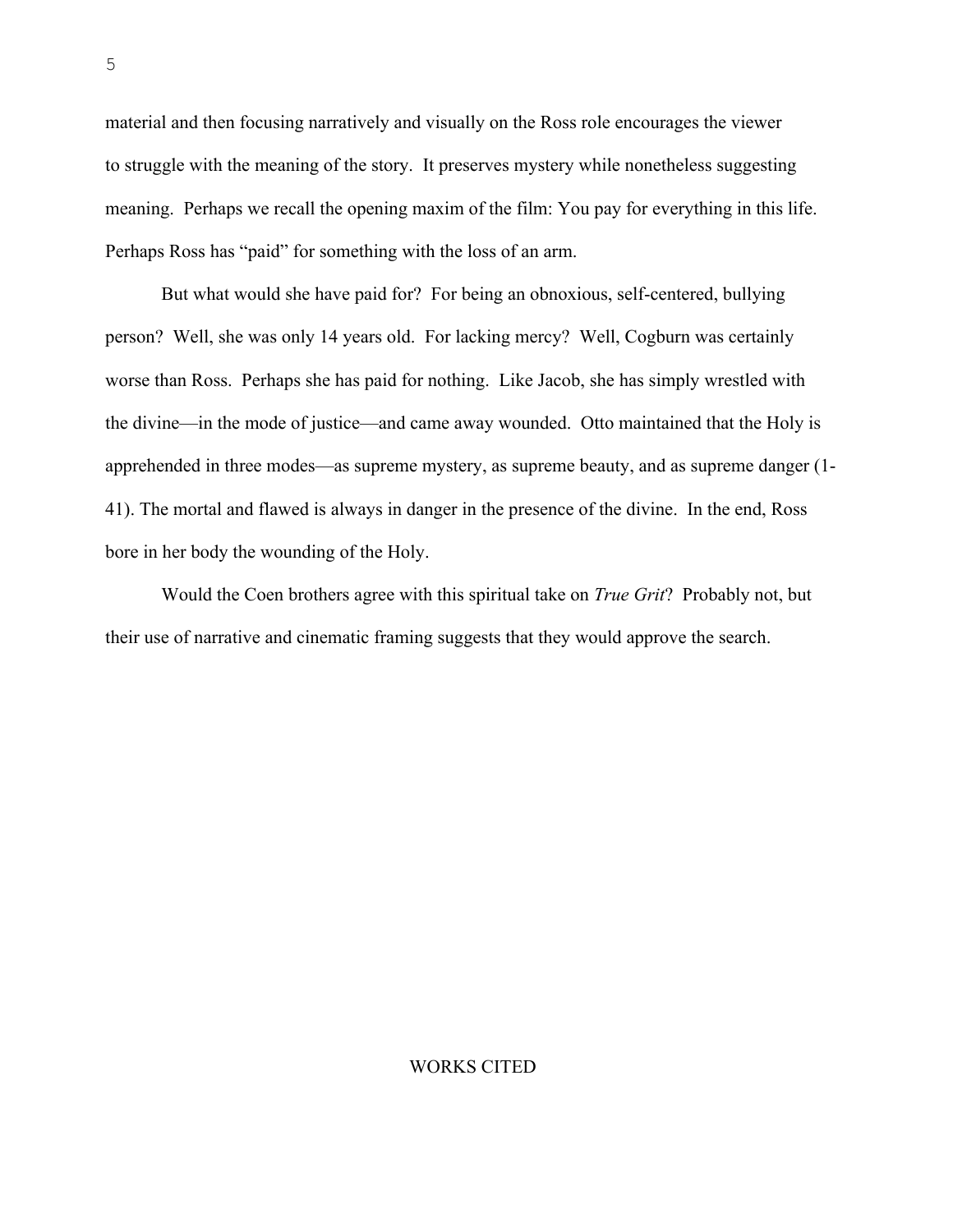material and then focusing narratively and visually on the Ross role encourages the viewer to struggle with the meaning of the story. It preserves mystery while nonetheless suggesting meaning. Perhaps we recall the opening maxim of the film: You pay for everything in this life. Perhaps Ross has "paid" for something with the loss of an arm.

But what would she have paid for? For being an obnoxious, self-centered, bullying person? Well, she was only 14 years old. For lacking mercy? Well, Cogburn was certainly worse than Ross. Perhaps she has paid for nothing. Like Jacob, she has simply wrestled with the divine—in the mode of justice—and came away wounded. Otto maintained that the Holy is apprehended in three modes—as supreme mystery, as supreme beauty, and as supreme danger (1-41). The mortal and flawed is always in danger in the presence of the divine. In the end, Ross bore in her body the wounding of the Holy.

Would the Coen brothers agree with this spiritual take on *True Grit*? Probably not, but their use of narrative and cinematic framing suggests that they would approve the search.

WORKS CITED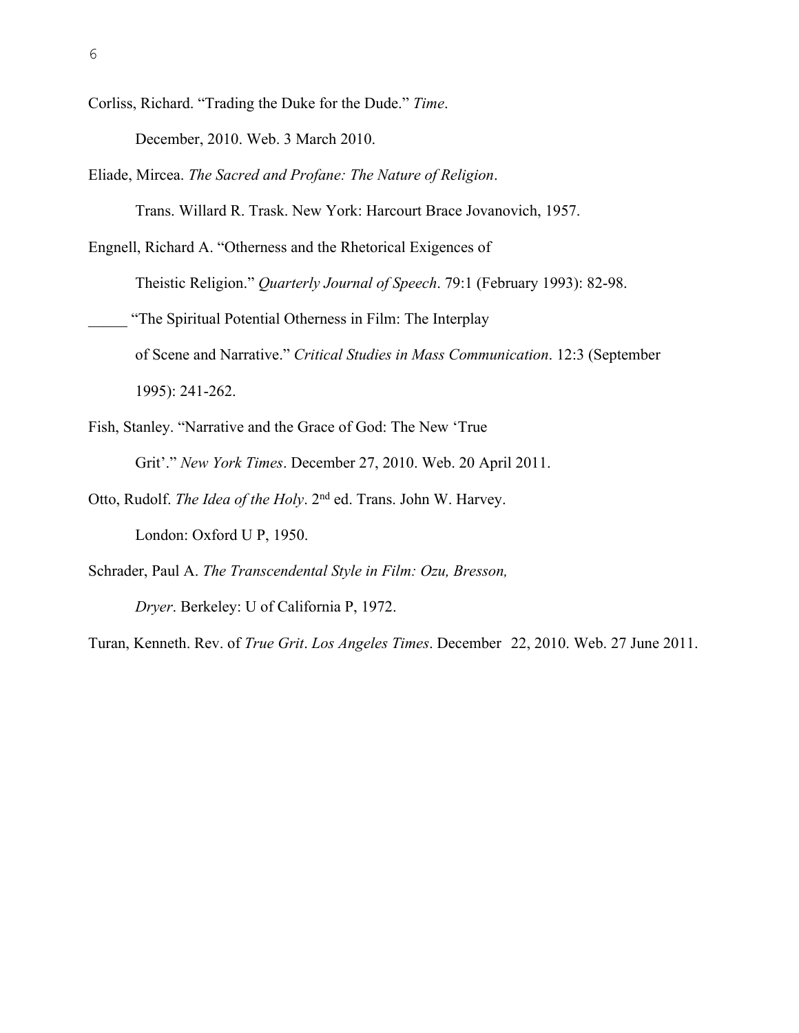Corliss, Richard. "Trading the Duke for the Dude." *Time*. December, 2010. Web. 3 March 2010.

Eliade, Mircea. *The Sacred and Profane: The Nature of Religion*. Trans. Willard R. Trask. New York: Harcourt Brace Jovanovich, 1957.

Engnell, Richard A. "Otherness and the Rhetorical Exigences of Theistic Religion." *Quarterly Journal of Speech*. 79:1 (February 1993): 82-98.

_____ "The Spiritual Potential Otherness in Film: The Interplay of Scene and Narrative." *Critical Studies in Mass Communication*. 12:3 (September 1995): 241-262.

Fish, Stanley. "Narrative and the Grace of God: The New 'True Grit'." *New York Times*. December 27, 2010. Web. 20 April 2011.

Otto, Rudolf. *The Idea of the Holy*. 2nd ed. Trans. John W. Harvey. London: Oxford U P, 1950.

Schrader, Paul A. *The Transcendental Style in Film: Ozu, Bresson, Dryer*. Berkeley: U of California P, 1972.

Turan, Kenneth. Rev. of *True Grit*. *Los Angeles Times*. December 22, 2010. Web. 27 June 2011.